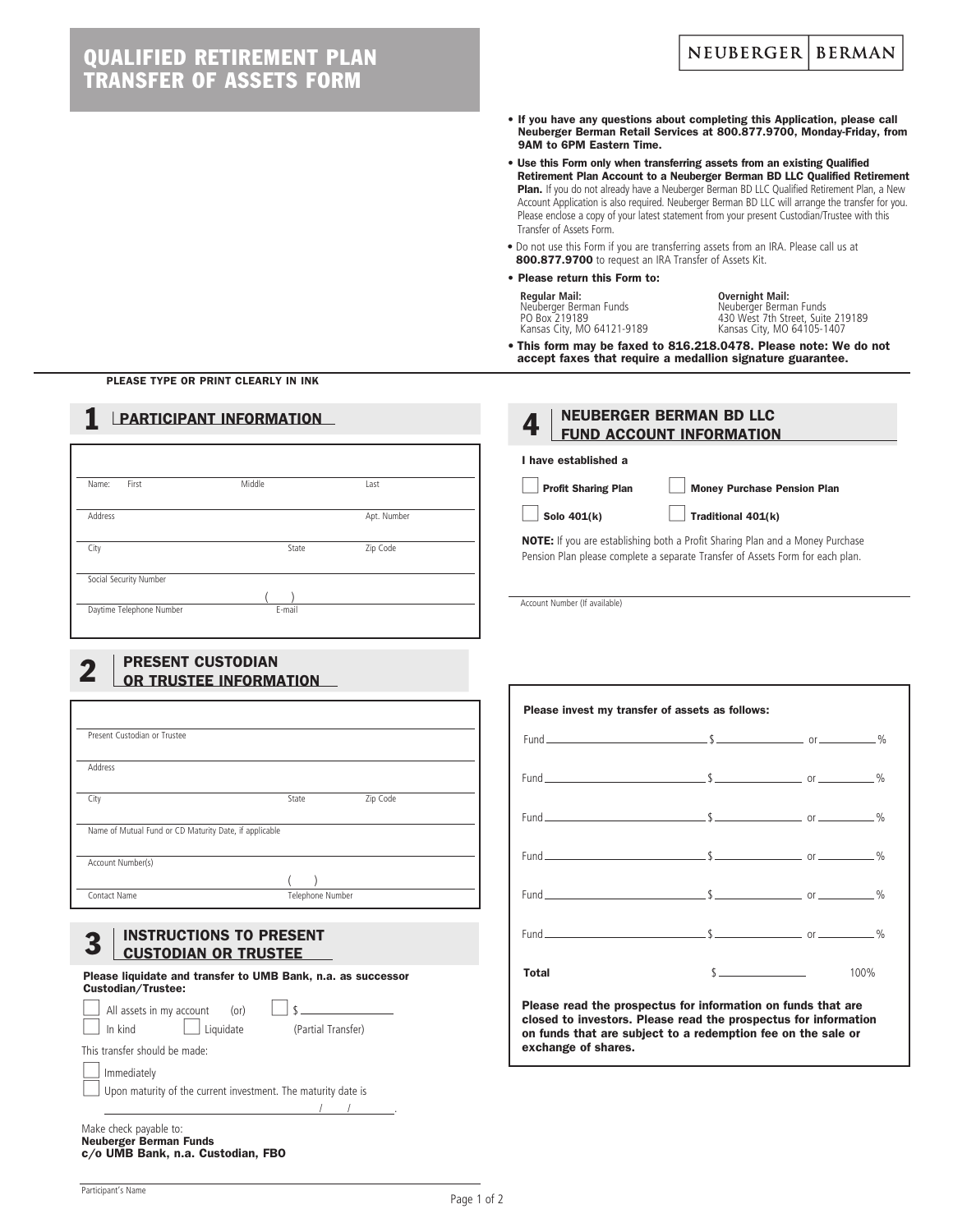# QUALIFIED RETIREMENT PLAN TRANSFER OF ASSETS FORM

NEUBERGER | BERMAN

- **If you have any questions about completing this Application, please call Neuberger Berman Retail Services at 800.877.9700, Monday-Friday, from 9AM to 6PM Eastern Time.**
- **Use this Form only when transferring assets from an existing Qualified Retirement Plan Account to a Neuberger Berman BD LLC Qualified Retirement Plan.** If you do not already have a Neuberger Berman BD LLC Qualified Retirement Plan, a New Account Application is also required. Neuberger Berman BD LLC will arrange the transfer for you. Please enclose a copy of your latest statement from your present Custodian/Trustee with this Transfer of Assets Form.
- Do not use this Form if you are transferring assets from an IRA. Please call us at **800.877.9700** to request an IRA Transfer of Assets Kit.
- **Please return this Form to:**

**Regular Mail:**
Neuberger Berman Funds
PO Box 219189
Kansas City, MO 64121-9189

**Overnight Mail:**
Neuberger Berman Funds
430 West 7th Street, Suite 219189
Kansas City, MO 64105-1407

- **This form may be faxed to 816.218.0478. Please note: We do not accept faxes that require a medallion signature guarantee.**

**PLEASE TYPE OR PRINT CLEARLY IN INK**

## 1 PARTICIPANT INFORMATION

Name: First ______ Middle ______ Last ______

Address ______ Apt. Number ______

City ______ State ______ Zip Code ______

Social Security Number ______

Daytime Telephone Number ( ) ______ E-mail ______

## 2 PRESENT CUSTODIAN OR TRUSTEE INFORMATION

Present Custodian or Trustee ______

Address ______

City ______ State ______ Zip Code ______

Name of Mutual Fund or CD Maturity Date, if applicable ______

Account Number(s) ______

Contact Name ______ Telephone Number ( ) ______

## 3 INSTRUCTIONS TO PRESENT CUSTODIAN OR TRUSTEE

**Please liquidate and transfer to UMB Bank, n.a. as successor Custodian/Trustee:**

☐ All assets in my account (or) ☐ $ ______ (Partial Transfer)

☐ In kind ☐ Liquidate

This transfer should be made:

☐ Immediately

☐ Upon maturity of the current investment. The maturity date is ______ / / .

Make check payable to:
**Neuberger Berman Funds**
**c/o UMB Bank, n.a. Custodian, FBO**

Participant's Name ______

## 4 NEUBERGER BERMAN BD LLC FUND ACCOUNT INFORMATION

**I have established a**

☐ **Profit Sharing Plan** ☐ **Money Purchase Pension Plan**

☐ **Solo 401(k)** ☐ **Traditional 401(k)**

**NOTE:** If you are establishing both a Profit Sharing Plan and a Money Purchase Pension Plan please complete a separate Transfer of Assets Form for each plan.

Account Number (If available) ______

**Please invest my transfer of assets as follows:**

| Fund | $ | or % |
|---|---|---|
| Fund ______ | $ ______ | or ______ % |
| Fund ______ | $ ______ | or ______ % |
| Fund ______ | $ ______ | or ______ % |
| Fund ______ | $ ______ | or ______ % |
| Fund ______ | $ ______ | or ______ % |
| Fund ______ | $ ______ | or ______ % |
| **Total** | $ ______ | 100% |

**Please read the prospectus for information on funds that are closed to investors. Please read the prospectus for information on funds that are subject to a redemption fee on the sale or exchange of shares.**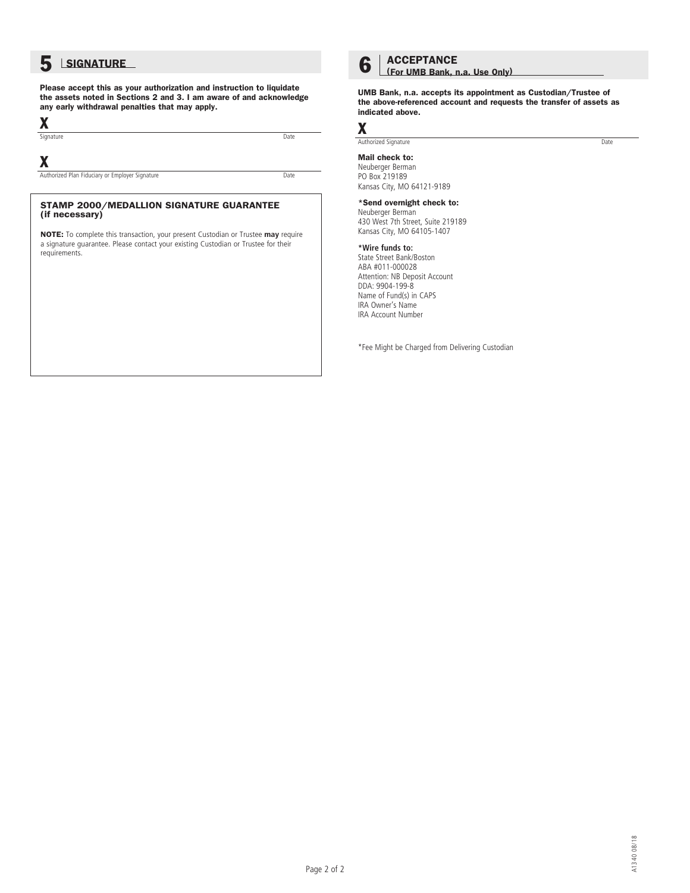## 5 SIGNATURE

**Please accept this as your authorization and instruction to liquidate the assets noted in Sections 2 and 3. I am aware of and acknowledge any early withdrawal penalties that may apply.**

**X**
Signature — Date

**X**
Authorized Plan Fiduciary or Employer Signature — Date

**STAMP 2000/MEDALLION SIGNATURE GUARANTEE (if necessary)**

**NOTE:** To complete this transaction, your present Custodian or Trustee **may** require a signature guarantee. Please contact your existing Custodian or Trustee for their requirements.

## 6 ACCEPTANCE (For UMB Bank, n.a. Use Only)

**UMB Bank, n.a. accepts its appointment as Custodian/Trustee of the above-referenced account and requests the transfer of assets as indicated above.**

**X**
Authorized Signature — Date

**Mail check to:**
Neuberger Berman
PO Box 219189
Kansas City, MO 64121-9189

**\*Send overnight check to:**
Neuberger Berman
430 West 7th Street, Suite 219189
Kansas City, MO 64105-1407

**\*Wire funds to:**
State Street Bank/Boston
ABA #011-000028
Attention: NB Deposit Account
DDA: 9904-199-8
Name of Fund(s) in CAPS
IRA Owner's Name
IRA Account Number

\*Fee Might be Charged from Delivering Custodian

A1340 08/18